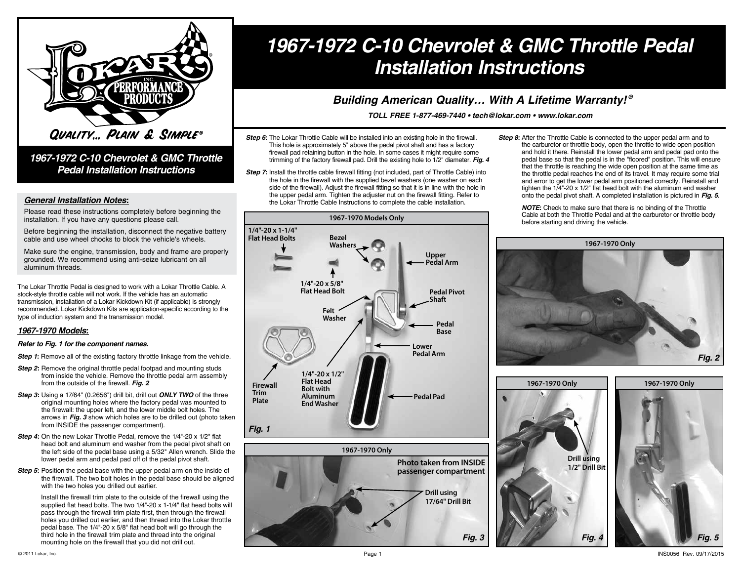# 1967-1972 C-10 Chevrolet & GMC Throttle Pedal Installation Instructions

*Building American Quality… With A Lifetime Warranty!®*

**TOLL FREE 1-877-469-7440 • tech@lokar.com • www.lokar.com**

Quality... Plain & Simple®

*1967-1972 C-10 Chevrolet & GMC Throttle Pedal Installation Instructions*

### General Installation Notes:

Please read these instructions completely before beginning the installation. If you have any questions please call.

Before beginning the installation, disconnect the negative battery cable and use wheel chocks to block the vehicle's wheels.

Make sure the engine, transmission, body and frame are properly grounded. We recommend using anti-seize lubricant on all aluminum threads.

The Lokar Throttle Pedal is designed to work with a Lokar Throttle Cable. A stock-style throttle cable will not work. If the vehicle has an automatic transmission, installation of a Lokar Kickdown Kit (if applicable) is strongly recommended. Lokar Kickdown Kits are application-specific according to the type of induction system and the transmission model.

### 1967-1970 Models:

***Refer to Fig. 1 for the component names.***

***Step 1:*** Remove all of the existing factory throttle linkage from the vehicle.

***Step 2:*** Remove the original throttle pedal footpad and mounting studs from inside the vehicle. Remove the throttle pedal arm assembly from the outside of the firewall. ***Fig. 2***

***Step 3:*** Using a 17/64" (0.2656") drill bit, drill out ***ONLY TWO*** of the three original mounting holes where the factory pedal was mounted to the firewall: the upper left, and the lower middle bolt holes. The arrows in ***Fig. 3*** show which holes are to be drilled out (photo taken from INSIDE the passenger compartment).

***Step 4:*** On the new Lokar Throttle Pedal, remove the 1/4"-20 x 1/2" flat head bolt and aluminum end washer from the pedal pivot shaft on the left side of the pedal base using a 5/32" Allen wrench. Slide the lower pedal arm and pedal pad off of the pedal pivot shaft.

***Step 5:*** Position the pedal base with the upper pedal arm on the inside of the firewall. The two bolt holes in the pedal base should be aligned with the two holes you drilled out earlier.

Install the firewall trim plate to the outside of the firewall using the supplied flat head bolts. The two 1/4"-20 x 1-1/4" flat head bolts will pass through the firewall trim plate first, then through the firewall holes you drilled out earlier, and then thread into the Lokar throttle pedal base. The 1/4"-20 x 5/8" flat head bolt will go through the third hole in the firewall trim plate and thread into the original mounting hole on the firewall that you did not drill out.

***Step 6:*** The Lokar Throttle Cable will be installed into an existing hole in the firewall. This hole is approximately 5" above the pedal pivot shaft and has a factory firewall pad retaining button in the hole. In some cases it might require some trimming of the factory firewall pad. Drill the existing hole to 1/2" diameter. ***Fig. 4***

***Step 7:*** Install the throttle cable firewall fitting (not included, part of Throttle Cable) into the hole in the firewall with the supplied bezel washers (one washer on each side of the firewall). Adjust the firewall fitting so that it is in line with the hole in the upper pedal arm. Tighten the adjuster nut on the firewall fitting. Refer to the Lokar Throttle Cable Instructions to complete the cable installation.

**1967-1970 Models Only**

1/4"-20 x 1-1/4" Flat Head Bolts; Bezel Washers; Upper Pedal Arm; 1/4"-20 x 5/8" Flat Head Bolt; Pedal Pivot Shaft; Felt Washer; Pedal Base; Lower Pedal Arm; Firewall Trim Plate; 1/4"-20 x 1/2" Flat Head Bolt with Aluminum End Washer; Pedal Pad

***Fig. 1***

**1967-1970 Only**

Photo taken from INSIDE passenger compartment

Drill using 17/64" Drill Bit

***Fig. 3***

***Step 8:*** After the Throttle Cable is connected to the upper pedal arm and to the carburetor or throttle body, open the throttle to wide open position and hold it there. Reinstall the lower pedal arm and pedal pad onto the pedal base so that the pedal is in the "floored" position. This will ensure that the throttle is reaching the wide open position at the same time as the throttle pedal reaches the end of its travel. It may require some trial and error to get the lower pedal arm positioned correctly. Reinstall and tighten the 1/4"-20 x 1/2" flat head bolt with the aluminum end washer onto the pedal pivot shaft. A completed installation is pictured in ***Fig. 5***.

***NOTE:*** Check to make sure that there is no binding of the Throttle Cable at both the Throttle Pedal and at the carburetor or throttle body before starting and driving the vehicle.

**1967-1970 Only**

***Fig. 2***

**1967-1970 Only**

Drill using 1/2" Drill Bit

***Fig. 4***

**1967-1970 Only**

***Fig. 5***

© 2011 Lokar, Inc. INS0056 Rev. 09/17/2015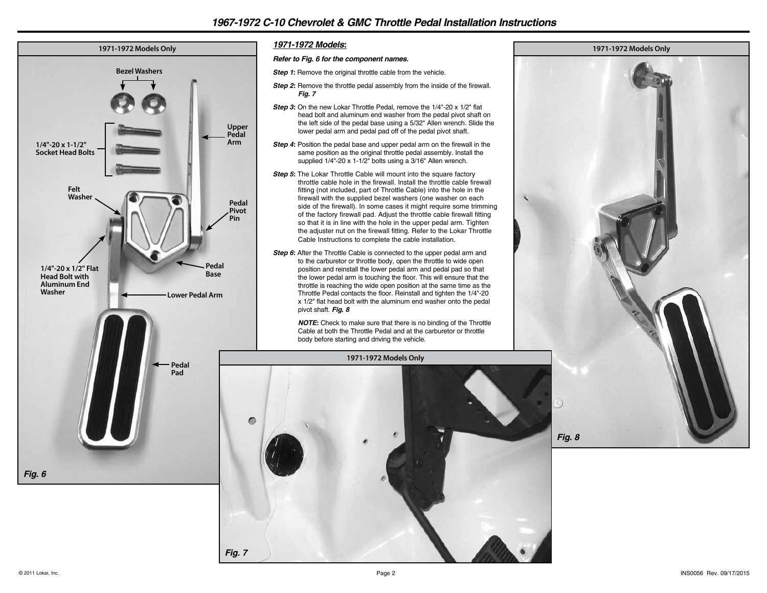# 1967-1972 C-10 Chevrolet & GMC Throttle Pedal Installation Instructions

1971-1972 Models Only

Bezel Washers

1/4"-20 x 1-1/2" Socket Head Bolts

Upper Pedal Arm

Felt Washer

Pedal Pivot Pin

1/4"-20 x 1/2" Flat Head Bolt with Aluminum End Washer

Pedal Base

Lower Pedal Arm

Pedal Pad

*Fig. 6*

## *1971-1972 Models:*

***Refer to Fig. 6 for the component names.***

***Step 1:*** Remove the original throttle cable from the vehicle.

***Step 2:*** Remove the throttle pedal assembly from the inside of the firewall. ***Fig. 7***

***Step 3:*** On the new Lokar Throttle Pedal, remove the 1/4"-20 x 1/2" flat head bolt and aluminum end washer from the pedal pivot shaft on the left side of the pedal base using a 5/32" Allen wrench. Slide the lower pedal arm and pedal pad off of the pedal pivot shaft.

***Step 4:*** Position the pedal base and upper pedal arm on the firewall in the same position as the original throttle pedal assembly. Install the supplied 1/4"-20 x 1-1/2" bolts using a 3/16" Allen wrench.

***Step 5:*** The Lokar Throttle Cable will mount into the square factory throttle cable hole in the firewall. Install the throttle cable firewall fitting (not included, part of Throttle Cable) into the hole in the firewall with the supplied bezel washers (one washer on each side of the firewall). In some cases it might require some trimming of the factory firewall pad. Adjust the throttle cable firewall fitting so that it is in line with the hole in the upper pedal arm. Tighten the adjuster nut on the firewall fitting. Refer to the Lokar Throttle Cable Instructions to complete the cable installation.

***Step 6:*** After the Throttle Cable is connected to the upper pedal arm and to the carburetor or throttle body, open the throttle to wide open position and reinstall the lower pedal arm and pedal pad so that the lower pedal arm is touching the floor. This will ensure that the throttle is reaching the wide open position at the same time as the Throttle Pedal contacts the floor. Reinstall and tighten the 1/4"-20 x 1/2" flat head bolt with the aluminum end washer onto the pedal pivot shaft. ***Fig. 8***

***NOTE:*** Check to make sure that there is no binding of the Throttle Cable at both the Throttle Pedal and at the carburetor or throttle body before starting and driving the vehicle.

1971-1972 Models Only

*Fig. 7*

1971-1972 Models Only

*Fig. 8*

© 2011 Lokar, Inc.

INS0056 Rev. 09/17/2015